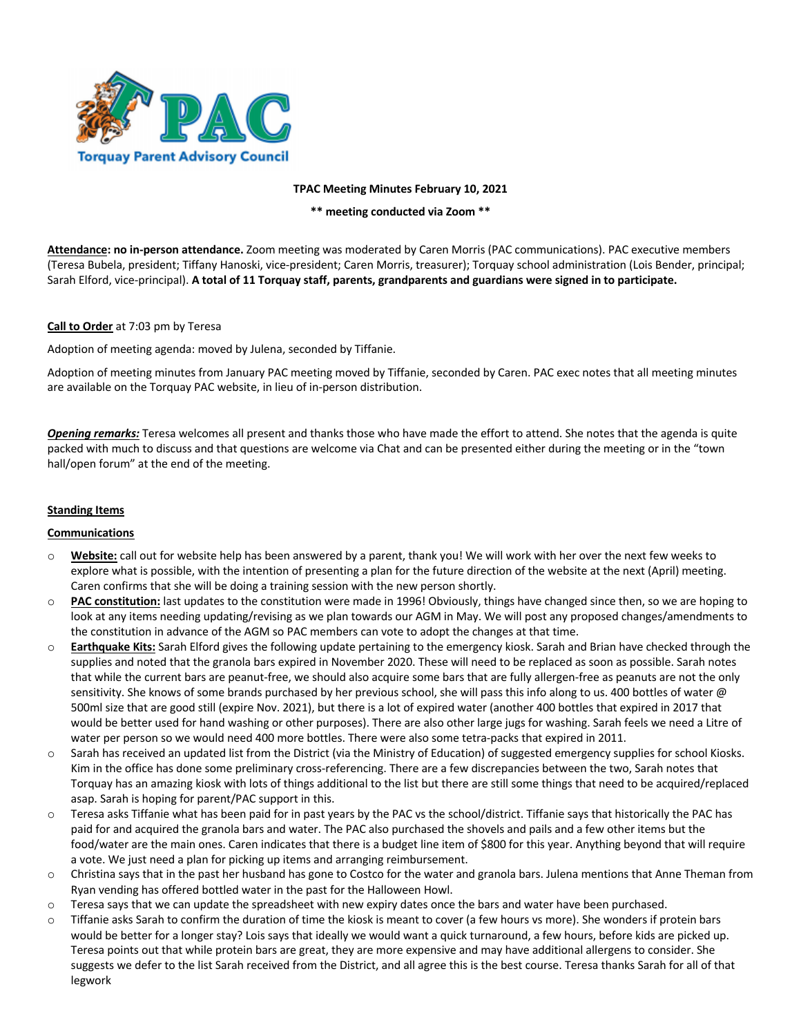**TPAC Meeting Minutes February 10, 2021**

**\*\* meeting conducted via Zoom \*\***

**Attendance: no in-person attendance.** Zoom meeting was moderated by Caren Morris (PAC communications). PAC executive members (Teresa Bubela, president; Tiffany Hanoski, vice-president; Caren Morris, treasurer); Torquay school administration (Lois Bender, principal; Sarah Elford, vice-principal). **A total of 11 Torquay staff, parents, grandparents and guardians were signed in to participate.**

**Call to Order** at 7:03 pm by Teresa

Adoption of meeting agenda: moved by Julena, seconded by Tiffanie.

Adoption of meeting minutes from January PAC meeting moved by Tiffanie, seconded by Caren. PAC exec notes that all meeting minutes are available on the Torquay PAC website, in lieu of in-person distribution.

***Opening remarks:*** Teresa welcomes all present and thanks those who have made the effort to attend. She notes that the agenda is quite packed with much to discuss and that questions are welcome via Chat and can be presented either during the meeting or in the "town hall/open forum" at the end of the meeting.

**Standing Items**

**Communications**

- **Website:** call out for website help has been answered by a parent, thank you! We will work with her over the next few weeks to explore what is possible, with the intention of presenting a plan for the future direction of the website at the next (April) meeting. Caren confirms that she will be doing a training session with the new person shortly.
- **PAC constitution:** last updates to the constitution were made in 1996! Obviously, things have changed since then, so we are hoping to look at any items needing updating/revising as we plan towards our AGM in May. We will post any proposed changes/amendments to the constitution in advance of the AGM so PAC members can vote to adopt the changes at that time.
- **Earthquake Kits:** Sarah Elford gives the following update pertaining to the emergency kiosk. Sarah and Brian have checked through the supplies and noted that the granola bars expired in November 2020. These will need to be replaced as soon as possible. Sarah notes that while the current bars are peanut-free, we should also acquire some bars that are fully allergen-free as peanuts are not the only sensitivity. She knows of some brands purchased by her previous school, she will pass this info along to us. 400 bottles of water @ 500ml size that are good still (expire Nov. 2021), but there is a lot of expired water (another 400 bottles that expired in 2017 that would be better used for hand washing or other purposes). There are also other large jugs for washing. Sarah feels we need a Litre of water per person so we would need 400 more bottles. There were also some tetra-packs that expired in 2011.
- Sarah has received an updated list from the District (via the Ministry of Education) of suggested emergency supplies for school Kiosks. Kim in the office has done some preliminary cross-referencing. There are a few discrepancies between the two, Sarah notes that Torquay has an amazing kiosk with lots of things additional to the list but there are still some things that need to be acquired/replaced asap. Sarah is hoping for parent/PAC support in this.
- Teresa asks Tiffanie what has been paid for in past years by the PAC vs the school/district. Tiffanie says that historically the PAC has paid for and acquired the granola bars and water. The PAC also purchased the shovels and pails and a few other items but the food/water are the main ones. Caren indicates that there is a budget line item of $800 for this year. Anything beyond that will require a vote. We just need a plan for picking up items and arranging reimbursement.
- Christina says that in the past her husband has gone to Costco for the water and granola bars. Julena mentions that Anne Theman from Ryan vending has offered bottled water in the past for the Halloween Howl.
- Teresa says that we can update the spreadsheet with new expiry dates once the bars and water have been purchased.
- Tiffanie asks Sarah to confirm the duration of time the kiosk is meant to cover (a few hours vs more). She wonders if protein bars would be better for a longer stay? Lois says that ideally we would want a quick turnaround, a few hours, before kids are picked up. Teresa points out that while protein bars are great, they are more expensive and may have additional allergens to consider. She suggests we defer to the list Sarah received from the District, and all agree this is the best course. Teresa thanks Sarah for all of that legwork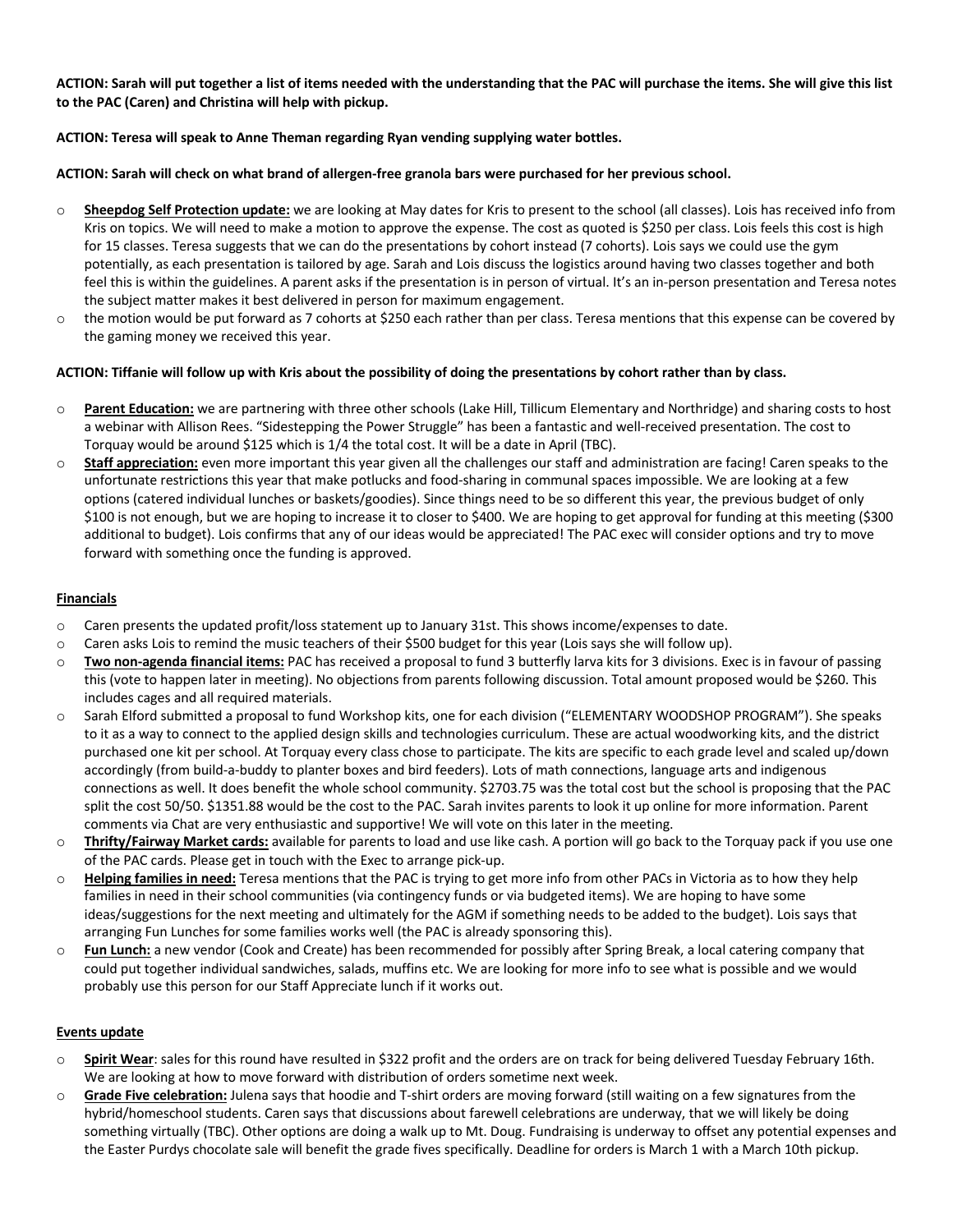**ACTION: Sarah will put together a list of items needed with the understanding that the PAC will purchase the items. She will give this list to the PAC (Caren) and Christina will help with pickup.**

**ACTION: Teresa will speak to Anne Theman regarding Ryan vending supplying water bottles.**

**ACTION: Sarah will check on what brand of allergen-free granola bars were purchased for her previous school.**

- **Sheepdog Self Protection update:** we are looking at May dates for Kris to present to the school (all classes). Lois has received info from Kris on topics. We will need to make a motion to approve the expense. The cost as quoted is $250 per class. Lois feels this cost is high for 15 classes. Teresa suggests that we can do the presentations by cohort instead (7 cohorts). Lois says we could use the gym potentially, as each presentation is tailored by age. Sarah and Lois discuss the logistics around having two classes together and both feel this is within the guidelines. A parent asks if the presentation is in person of virtual. It's an in-person presentation and Teresa notes the subject matter makes it best delivered in person for maximum engagement.
- the motion would be put forward as 7 cohorts at $250 each rather than per class. Teresa mentions that this expense can be covered by the gaming money we received this year.

**ACTION: Tiffanie will follow up with Kris about the possibility of doing the presentations by cohort rather than by class.**

- **Parent Education:** we are partnering with three other schools (Lake Hill, Tillicum Elementary and Northridge) and sharing costs to host a webinar with Allison Rees. "Sidestepping the Power Struggle" has been a fantastic and well-received presentation. The cost to Torquay would be around $125 which is 1/4 the total cost. It will be a date in April (TBC).
- **Staff appreciation:** even more important this year given all the challenges our staff and administration are facing! Caren speaks to the unfortunate restrictions this year that make potlucks and food-sharing in communal spaces impossible. We are looking at a few options (catered individual lunches or baskets/goodies). Since things need to be so different this year, the previous budget of only $100 is not enough, but we are hoping to increase it to closer to $400. We are hoping to get approval for funding at this meeting ($300 additional to budget). Lois confirms that any of our ideas would be appreciated! The PAC exec will consider options and try to move forward with something once the funding is approved.

## Financials

- Caren presents the updated profit/loss statement up to January 31st. This shows income/expenses to date.
- Caren asks Lois to remind the music teachers of their $500 budget for this year (Lois says she will follow up).
- **Two non-agenda financial items:** PAC has received a proposal to fund 3 butterfly larva kits for 3 divisions. Exec is in favour of passing this (vote to happen later in meeting). No objections from parents following discussion. Total amount proposed would be $260. This includes cages and all required materials.
- Sarah Elford submitted a proposal to fund Workshop kits, one for each division ("ELEMENTARY WOODSHOP PROGRAM"). She speaks to it as a way to connect to the applied design skills and technologies curriculum. These are actual woodworking kits, and the district purchased one kit per school. At Torquay every class chose to participate. The kits are specific to each grade level and scaled up/down accordingly (from build-a-buddy to planter boxes and bird feeders). Lots of math connections, language arts and indigenous connections as well. It does benefit the whole school community. $2703.75 was the total cost but the school is proposing that the PAC split the cost 50/50. $1351.88 would be the cost to the PAC. Sarah invites parents to look it up online for more information. Parent comments via Chat are very enthusiastic and supportive! We will vote on this later in the meeting.
- **Thrifty/Fairway Market cards:** available for parents to load and use like cash. A portion will go back to the Torquay pack if you use one of the PAC cards. Please get in touch with the Exec to arrange pick-up.
- **Helping families in need:** Teresa mentions that the PAC is trying to get more info from other PACs in Victoria as to how they help families in need in their school communities (via contingency funds or via budgeted items). We are hoping to have some ideas/suggestions for the next meeting and ultimately for the AGM if something needs to be added to the budget). Lois says that arranging Fun Lunches for some families works well (the PAC is already sponsoring this).
- **Fun Lunch:** a new vendor (Cook and Create) has been recommended for possibly after Spring Break, a local catering company that could put together individual sandwiches, salads, muffins etc. We are looking for more info to see what is possible and we would probably use this person for our Staff Appreciate lunch if it works out.

## Events update

- **Spirit Wear**: sales for this round have resulted in $322 profit and the orders are on track for being delivered Tuesday February 16th. We are looking at how to move forward with distribution of orders sometime next week.
- **Grade Five celebration:** Julena says that hoodie and T-shirt orders are moving forward (still waiting on a few signatures from the hybrid/homeschool students. Caren says that discussions about farewell celebrations are underway, that we will likely be doing something virtually (TBC). Other options are doing a walk up to Mt. Doug. Fundraising is underway to offset any potential expenses and the Easter Purdys chocolate sale will benefit the grade fives specifically. Deadline for orders is March 1 with a March 10th pickup.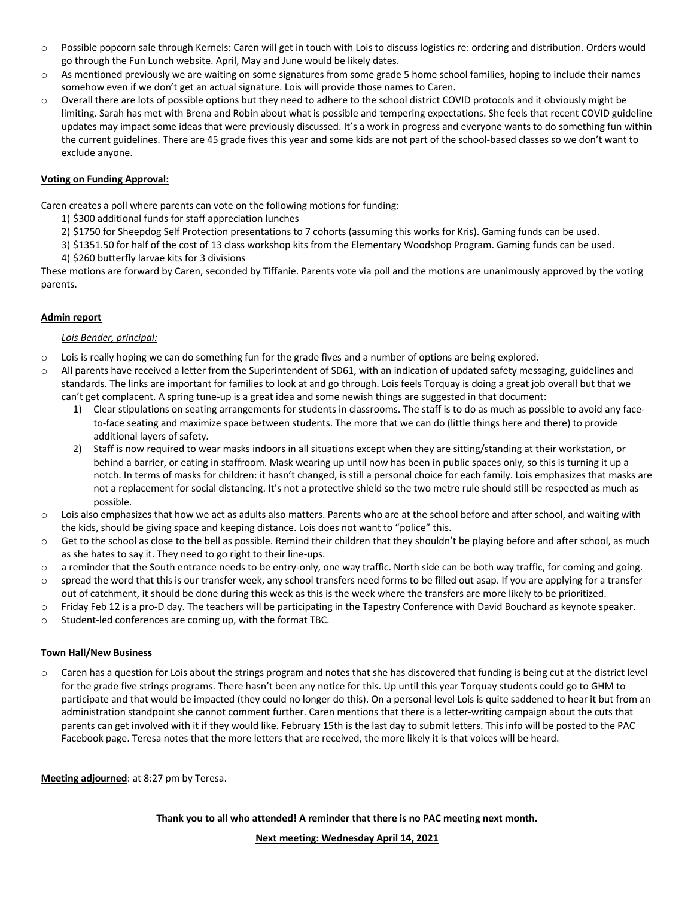- Possible popcorn sale through Kernels: Caren will get in touch with Lois to discuss logistics re: ordering and distribution. Orders would go through the Fun Lunch website. April, May and June would be likely dates.
- As mentioned previously we are waiting on some signatures from some grade 5 home school families, hoping to include their names somehow even if we don't get an actual signature. Lois will provide those names to Caren.
- Overall there are lots of possible options but they need to adhere to the school district COVID protocols and it obviously might be limiting. Sarah has met with Brena and Robin about what is possible and tempering expectations. She feels that recent COVID guideline updates may impact some ideas that were previously discussed. It's a work in progress and everyone wants to do something fun within the current guidelines. There are 45 grade fives this year and some kids are not part of the school-based classes so we don't want to exclude anyone.

**Voting on Funding Approval:**

Caren creates a poll where parents can vote on the following motions for funding:

1) $300 additional funds for staff appreciation lunches
2) $1750 for Sheepdog Self Protection presentations to 7 cohorts (assuming this works for Kris). Gaming funds can be used.
3) $1351.50 for half of the cost of 13 class workshop kits from the Elementary Woodshop Program. Gaming funds can be used.
4) $260 butterfly larvae kits for 3 divisions

These motions are forward by Caren, seconded by Tiffanie. Parents vote via poll and the motions are unanimously approved by the voting parents.

**Admin report**

*Lois Bender, principal:*

- Lois is really hoping we can do something fun for the grade fives and a number of options are being explored.
- All parents have received a letter from the Superintendent of SD61, with an indication of updated safety messaging, guidelines and standards. The links are important for families to look at and go through. Lois feels Torquay is doing a great job overall but that we can't get complacent. A spring tune-up is a great idea and some newish things are suggested in that document:
  1) Clear stipulations on seating arrangements for students in classrooms. The staff is to do as much as possible to avoid any face-to-face seating and maximize space between students. The more that we can do (little things here and there) to provide additional layers of safety.
  2) Staff is now required to wear masks indoors in all situations except when they are sitting/standing at their workstation, or behind a barrier, or eating in staffroom. Mask wearing up until now has been in public spaces only, so this is turning it up a notch. In terms of masks for children: it hasn't changed, is still a personal choice for each family. Lois emphasizes that masks are not a replacement for social distancing. It's not a protective shield so the two metre rule should still be respected as much as possible.
- Lois also emphasizes that how we act as adults also matters. Parents who are at the school before and after school, and waiting with the kids, should be giving space and keeping distance. Lois does not want to "police" this.
- Get to the school as close to the bell as possible. Remind their children that they shouldn't be playing before and after school, as much as she hates to say it. They need to go right to their line-ups.
- a reminder that the South entrance needs to be entry-only, one way traffic. North side can be both way traffic, for coming and going.
- spread the word that this is our transfer week, any school transfers need forms to be filled out asap. If you are applying for a transfer out of catchment, it should be done during this week as this is the week where the transfers are more likely to be prioritized.
- Friday Feb 12 is a pro-D day. The teachers will be participating in the Tapestry Conference with David Bouchard as keynote speaker.
- Student-led conferences are coming up, with the format TBC.

**Town Hall/New Business**

- Caren has a question for Lois about the strings program and notes that she has discovered that funding is being cut at the district level for the grade five strings programs. There hasn't been any notice for this. Up until this year Torquay students could go to GHM to participate and that would be impacted (they could no longer do this). On a personal level Lois is quite saddened to hear it but from an administration standpoint she cannot comment further. Caren mentions that there is a letter-writing campaign about the cuts that parents can get involved with it if they would like. February 15th is the last day to submit letters. This info will be posted to the PAC Facebook page. Teresa notes that the more letters that are received, the more likely it is that voices will be heard.

**Meeting adjourned**: at 8:27 pm by Teresa.

**Thank you to all who attended! A reminder that there is no PAC meeting next month.**

**Next meeting: Wednesday April 14, 2021**